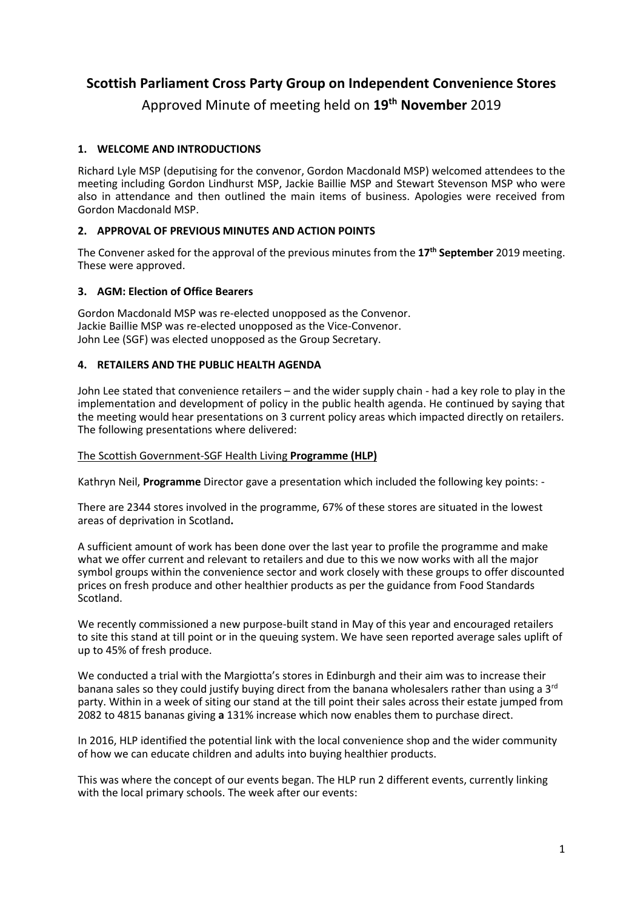# Scottish Parliament Cross Party Group on Independent Convenience Stores

Approved Minute of meeting held on **19th November** 2019

## 1. WELCOME AND INTRODUCTIONS

Richard Lyle MSP (deputising for the convenor, Gordon Macdonald MSP) welcomed attendees to the meeting including Gordon Lindhurst MSP, Jackie Baillie MSP and Stewart Stevenson MSP who were also in attendance and then outlined the main items of business. Apologies were received from Gordon Macdonald MSP.

## 2. APPROVAL OF PREVIOUS MINUTES AND ACTION POINTS

The Convener asked for the approval of the previous minutes from the **17th September** 2019 meeting. These were approved.

## 3. AGM: Election of Office Bearers

Gordon Macdonald MSP was re-elected unopposed as the Convenor.
Jackie Baillie MSP was re-elected unopposed as the Vice-Convenor.
John Lee (SGF) was elected unopposed as the Group Secretary.

## 4. RETAILERS AND THE PUBLIC HEALTH AGENDA

John Lee stated that convenience retailers – and the wider supply chain - had a key role to play in the implementation and development of policy in the public health agenda. He continued by saying that the meeting would hear presentations on 3 current policy areas which impacted directly on retailers. The following presentations where delivered:

<u>The Scottish Government-SGF Health Living **Programme (HLP)**</u>

Kathryn Neil, **Programme** Director gave a presentation which included the following key points: -

There are 2344 stores involved in the programme, 67% of these stores are situated in the lowest areas of deprivation in Scotland**.**

A sufficient amount of work has been done over the last year to profile the programme and make what we offer current and relevant to retailers and due to this we now works with all the major symbol groups within the convenience sector and work closely with these groups to offer discounted prices on fresh produce and other healthier products as per the guidance from Food Standards Scotland.

We recently commissioned a new purpose-built stand in May of this year and encouraged retailers to site this stand at till point or in the queuing system. We have seen reported average sales uplift of up to 45% of fresh produce.

We conducted a trial with the Margiotta's stores in Edinburgh and their aim was to increase their banana sales so they could justify buying direct from the banana wholesalers rather than using a 3rd party. Within in a week of siting our stand at the till point their sales across their estate jumped from 2082 to 4815 bananas giving **a** 131% increase which now enables them to purchase direct.

In 2016, HLP identified the potential link with the local convenience shop and the wider community of how we can educate children and adults into buying healthier products.

This was where the concept of our events began. The HLP run 2 different events, currently linking with the local primary schools. The week after our events: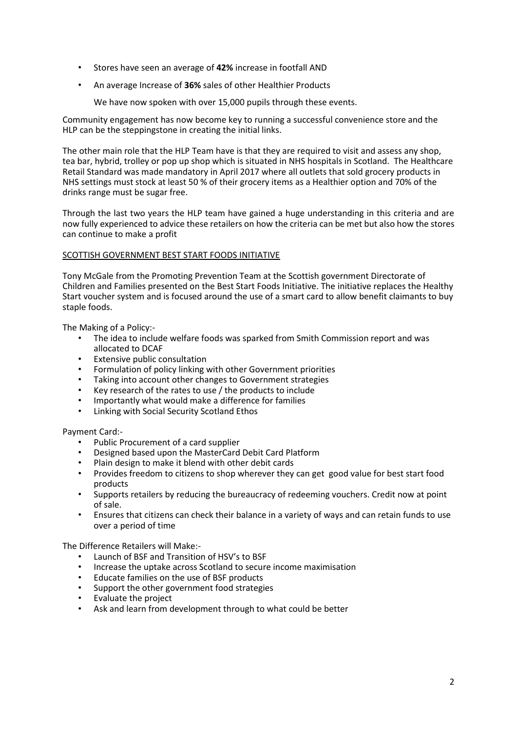- Stores have seen an average of **42%** increase in footfall AND
- An average Increase of **36%** sales of other Healthier Products

  We have now spoken with over 15,000 pupils through these events.

Community engagement has now become key to running a successful convenience store and the HLP can be the steppingstone in creating the initial links.

The other main role that the HLP Team have is that they are required to visit and assess any shop, tea bar, hybrid, trolley or pop up shop which is situated in NHS hospitals in Scotland. The Healthcare Retail Standard was made mandatory in April 2017 where all outlets that sold grocery products in NHS settings must stock at least 50 % of their grocery items as a Healthier option and 70% of the drinks range must be sugar free.

Through the last two years the HLP team have gained a huge understanding in this criteria and are now fully experienced to advice these retailers on how the criteria can be met but also how the stores can continue to make a profit

## SCOTTISH GOVERNMENT BEST START FOODS INITIATIVE

Tony McGale from the Promoting Prevention Team at the Scottish government Directorate of Children and Families presented on the Best Start Foods Initiative. The initiative replaces the Healthy Start voucher system and is focused around the use of a smart card to allow benefit claimants to buy staple foods.

The Making of a Policy:-

- The idea to include welfare foods was sparked from Smith Commission report and was allocated to DCAF
- Extensive public consultation
- Formulation of policy linking with other Government priorities
- Taking into account other changes to Government strategies
- Key research of the rates to use / the products to include
- Importantly what would make a difference for families
- Linking with Social Security Scotland Ethos

Payment Card:-

- Public Procurement of a card supplier
- Designed based upon the MasterCard Debit Card Platform
- Plain design to make it blend with other debit cards
- Provides freedom to citizens to shop wherever they can get good value for best start food products
- Supports retailers by reducing the bureaucracy of redeeming vouchers. Credit now at point of sale.
- Ensures that citizens can check their balance in a variety of ways and can retain funds to use over a period of time

The Difference Retailers will Make:-

- Launch of BSF and Transition of HSV's to BSF
- Increase the uptake across Scotland to secure income maximisation
- Educate families on the use of BSF products
- Support the other government food strategies
- Evaluate the project
- Ask and learn from development through to what could be better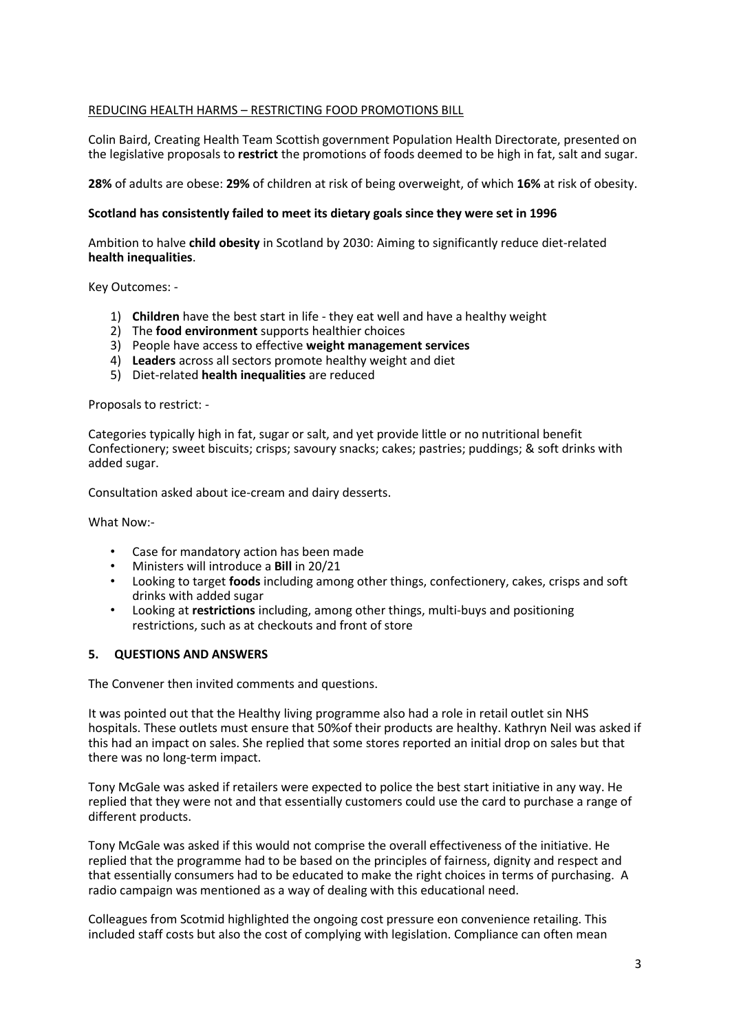REDUCING HEALTH HARMS – RESTRICTING FOOD PROMOTIONS BILL

Colin Baird, Creating Health Team Scottish government Population Health Directorate, presented on the legislative proposals to **restrict** the promotions of foods deemed to be high in fat, salt and sugar.

**28%** of adults are obese: **29%** of children at risk of being overweight, of which **16%** at risk of obesity.

**Scotland has consistently failed to meet its dietary goals since they were set in 1996**

Ambition to halve **child obesity** in Scotland by 2030: Aiming to significantly reduce diet-related **health inequalities**.

Key Outcomes: -

1) **Children** have the best start in life - they eat well and have a healthy weight
2) The **food environment** supports healthier choices
3) People have access to effective **weight management services**
4) **Leaders** across all sectors promote healthy weight and diet
5) Diet-related **health inequalities** are reduced

Proposals to restrict: -

Categories typically high in fat, sugar or salt, and yet provide little or no nutritional benefit Confectionery; sweet biscuits; crisps; savoury snacks; cakes; pastries; puddings; & soft drinks with added sugar.

Consultation asked about ice-cream and dairy desserts.

What Now:-

- Case for mandatory action has been made
- Ministers will introduce a **Bill** in 20/21
- Looking to target **foods** including among other things, confectionery, cakes, crisps and soft drinks with added sugar
- Looking at **restrictions** including, among other things, multi-buys and positioning restrictions, such as at checkouts and front of store

## 5. QUESTIONS AND ANSWERS

The Convener then invited comments and questions.

It was pointed out that the Healthy living programme also had a role in retail outlet sin NHS hospitals. These outlets must ensure that 50%of their products are healthy. Kathryn Neil was asked if this had an impact on sales. She replied that some stores reported an initial drop on sales but that there was no long-term impact.

Tony McGale was asked if retailers were expected to police the best start initiative in any way. He replied that they were not and that essentially customers could use the card to purchase a range of different products.

Tony McGale was asked if this would not comprise the overall effectiveness of the initiative. He replied that the programme had to be based on the principles of fairness, dignity and respect and that essentially consumers had to be educated to make the right choices in terms of purchasing. A radio campaign was mentioned as a way of dealing with this educational need.

Colleagues from Scotmid highlighted the ongoing cost pressure eon convenience retailing. This included staff costs but also the cost of complying with legislation. Compliance can often mean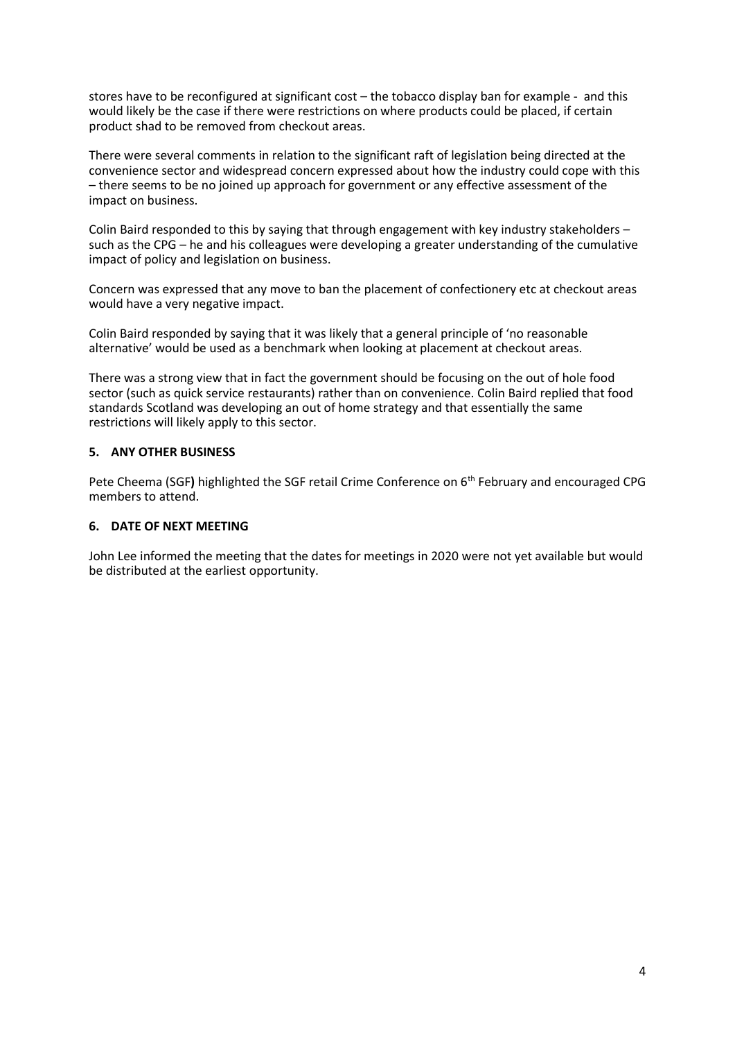stores have to be reconfigured at significant cost – the tobacco display ban for example - and this would likely be the case if there were restrictions on where products could be placed, if certain product shad to be removed from checkout areas.

There were several comments in relation to the significant raft of legislation being directed at the convenience sector and widespread concern expressed about how the industry could cope with this – there seems to be no joined up approach for government or any effective assessment of the impact on business.

Colin Baird responded to this by saying that through engagement with key industry stakeholders – such as the CPG – he and his colleagues were developing a greater understanding of the cumulative impact of policy and legislation on business.

Concern was expressed that any move to ban the placement of confectionery etc at checkout areas would have a very negative impact.

Colin Baird responded by saying that it was likely that a general principle of 'no reasonable alternative' would be used as a benchmark when looking at placement at checkout areas.

There was a strong view that in fact the government should be focusing on the out of hole food sector (such as quick service restaurants) rather than on convenience. Colin Baird replied that food standards Scotland was developing an out of home strategy and that essentially the same restrictions will likely apply to this sector.

### 5. ANY OTHER BUSINESS

Pete Cheema (SGF**)** highlighted the SGF retail Crime Conference on 6th February and encouraged CPG members to attend.

### 6. DATE OF NEXT MEETING

John Lee informed the meeting that the dates for meetings in 2020 were not yet available but would be distributed at the earliest opportunity.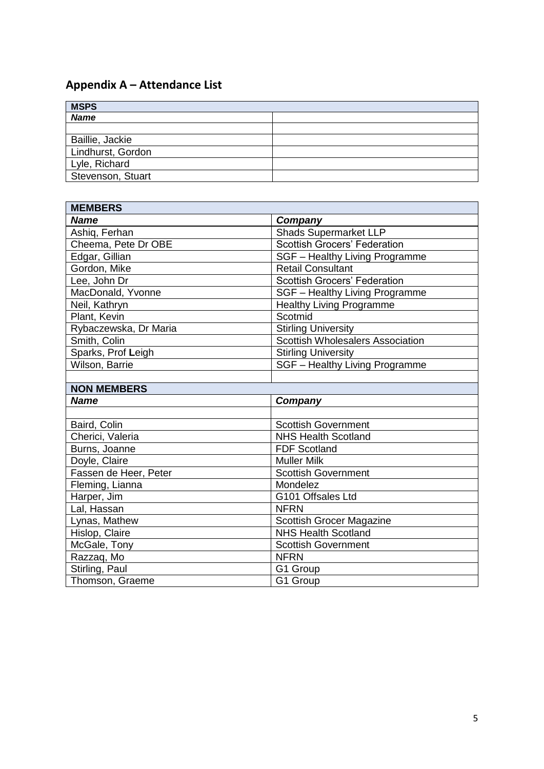## Appendix A – Attendance List

| MSPS | |
|---|---|
| ***Name*** | |
| | |
| Baillie, Jackie | |
| Lindhurst, Gordon | |
| Lyle, Richard | |
| Stevenson, Stuart | |

| MEMBERS | |
|---|---|
| ***Name*** | ***Company*** |
| Ashiq, Ferhan | Shads Supermarket LLP |
| Cheema, Pete Dr OBE | Scottish Grocers' Federation |
| Edgar, Gillian | SGF – Healthy Living Programme |
| Gordon, Mike | Retail Consultant |
| Lee, John Dr | Scottish Grocers' Federation |
| MacDonald, Yvonne | SGF – Healthy Living Programme |
| Neil, Kathryn | Healthy Living Programme |
| Plant, Kevin | Scotmid |
| Rybaczewska, Dr Maria | Stirling University |
| Smith, Colin | Scottish Wholesalers Association |
| Sparks, Prof **L**eigh | Stirling University |
| Wilson, Barrie | SGF – Healthy Living Programme |
| | |
| **NON MEMBERS** | |
| ***Name*** | ***Company*** |
| | |
| Baird, Colin | Scottish Government |
| Cherici, Valeria | NHS Health Scotland |
| Burns, Joanne | FDF Scotland |
| Doyle, Claire | Muller Milk |
| Fassen de Heer, Peter | Scottish Government |
| Fleming, Lianna | Mondelez |
| Harper, Jim | G101 Offsales Ltd |
| Lal, Hassan | NFRN |
| Lynas, Mathew | Scottish Grocer Magazine |
| Hislop, Claire | NHS Health Scotland |
| McGale, Tony | Scottish Government |
| Razzaq, Mo | NFRN |
| Stirling, Paul | G1 Group |
| Thomson, Graeme | G1 Group |